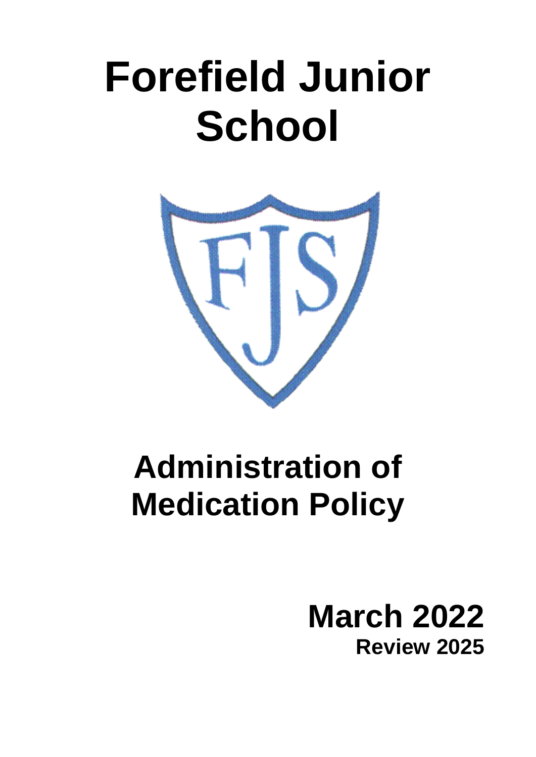# Forefield Junior School

# Administration of Medication Policy

**March 2022**

**Review 2025**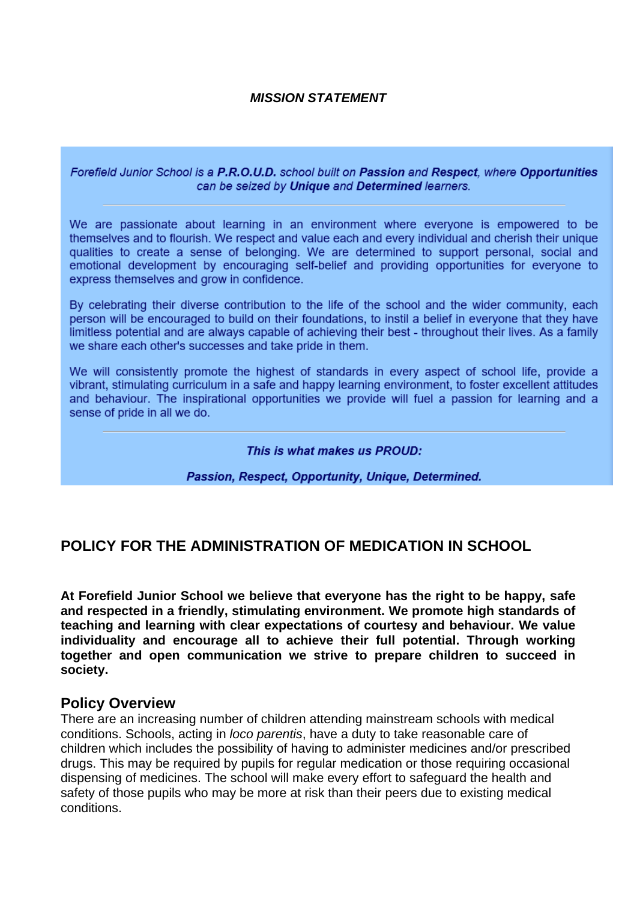***MISSION STATEMENT***

*Forefield Junior School is a **P.R.O.U.D.** school built on **Passion** and **Respect**, where **Opportunities** can be seized by **Unique** and **Determined** learners.*

---

We are passionate about learning in an environment where everyone is empowered to be themselves and to flourish. We respect and value each and every individual and cherish their unique qualities to create a sense of belonging. We are determined to support personal, social and emotional development by encouraging self-belief and providing opportunities for everyone to express themselves and grow in confidence.

By celebrating their diverse contribution to the life of the school and the wider community, each person will be encouraged to build on their foundations, to instil a belief in everyone that they have limitless potential and are always capable of achieving their best - throughout their lives. As a family we share each other's successes and take pride in them.

We will consistently promote the highest of standards in every aspect of school life, provide a vibrant, stimulating curriculum in a safe and happy learning environment, to foster excellent attitudes and behaviour. The inspirational opportunities we provide will fuel a passion for learning and a sense of pride in all we do.

---

***This is what makes us PROUD:***

***Passion, Respect, Opportunity, Unique, Determined.***

## POLICY FOR THE ADMINISTRATION OF MEDICATION IN SCHOOL

**At Forefield Junior School we believe that everyone has the right to be happy, safe and respected in a friendly, stimulating environment. We promote high standards of teaching and learning with clear expectations of courtesy and behaviour. We value individuality and encourage all to achieve their full potential. Through working together and open communication we strive to prepare children to succeed in society.**

### Policy Overview

There are an increasing number of children attending mainstream schools with medical conditions. Schools, acting in *loco parentis*, have a duty to take reasonable care of children which includes the possibility of having to administer medicines and/or prescribed drugs. This may be required by pupils for regular medication or those requiring occasional dispensing of medicines. The school will make every effort to safeguard the health and safety of those pupils who may be more at risk than their peers due to existing medical conditions.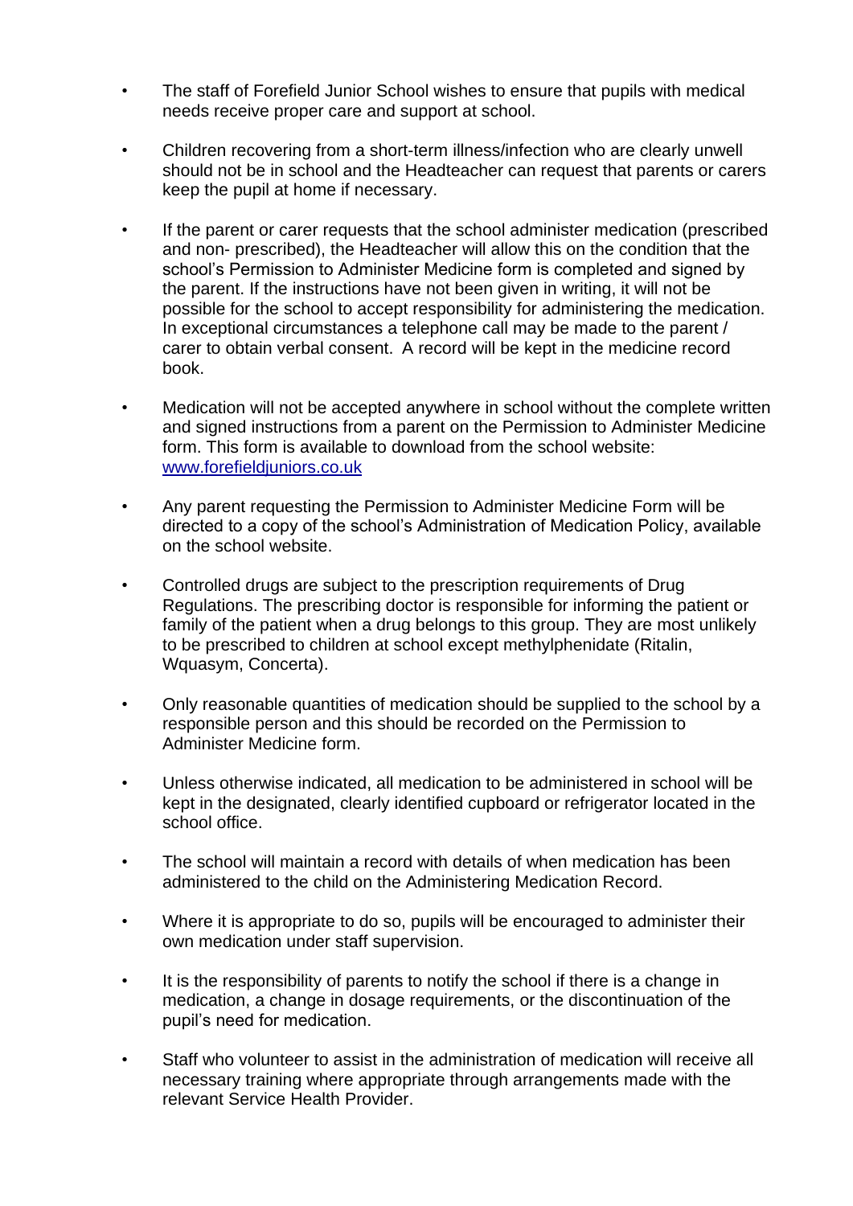- The staff of Forefield Junior School wishes to ensure that pupils with medical needs receive proper care and support at school.
- Children recovering from a short-term illness/infection who are clearly unwell should not be in school and the Headteacher can request that parents or carers keep the pupil at home if necessary.
- If the parent or carer requests that the school administer medication (prescribed and non- prescribed), the Headteacher will allow this on the condition that the school's Permission to Administer Medicine form is completed and signed by the parent. If the instructions have not been given in writing, it will not be possible for the school to accept responsibility for administering the medication. In exceptional circumstances a telephone call may be made to the parent / carer to obtain verbal consent. A record will be kept in the medicine record book.
- Medication will not be accepted anywhere in school without the complete written and signed instructions from a parent on the Permission to Administer Medicine form. This form is available to download from the school website: [www.forefieldjuniors.co.uk](www.forefieldjuniors.co.uk)
- Any parent requesting the Permission to Administer Medicine Form will be directed to a copy of the school's Administration of Medication Policy, available on the school website.
- Controlled drugs are subject to the prescription requirements of Drug Regulations. The prescribing doctor is responsible for informing the patient or family of the patient when a drug belongs to this group. They are most unlikely to be prescribed to children at school except methylphenidate (Ritalin, Wquasym, Concerta).
- Only reasonable quantities of medication should be supplied to the school by a responsible person and this should be recorded on the Permission to Administer Medicine form.
- Unless otherwise indicated, all medication to be administered in school will be kept in the designated, clearly identified cupboard or refrigerator located in the school office.
- The school will maintain a record with details of when medication has been administered to the child on the Administering Medication Record.
- Where it is appropriate to do so, pupils will be encouraged to administer their own medication under staff supervision.
- It is the responsibility of parents to notify the school if there is a change in medication, a change in dosage requirements, or the discontinuation of the pupil's need for medication.
- Staff who volunteer to assist in the administration of medication will receive all necessary training where appropriate through arrangements made with the relevant Service Health Provider.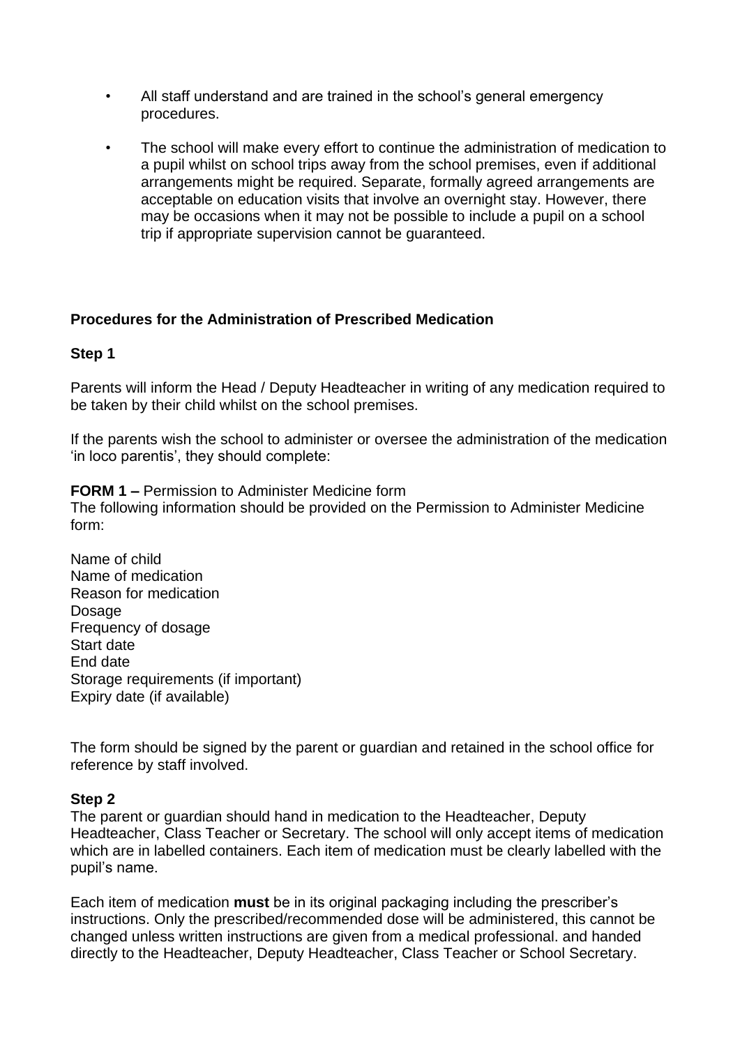- All staff understand and are trained in the school's general emergency procedures.

- The school will make every effort to continue the administration of medication to a pupil whilst on school trips away from the school premises, even if additional arrangements might be required. Separate, formally agreed arrangements are acceptable on education visits that involve an overnight stay. However, there may be occasions when it may not be possible to include a pupil on a school trip if appropriate supervision cannot be guaranteed.

**Procedures for the Administration of Prescribed Medication**

**Step 1**

Parents will inform the Head / Deputy Headteacher in writing of any medication required to be taken by their child whilst on the school premises.

If the parents wish the school to administer or oversee the administration of the medication 'in loco parentis', they should complete:

**FORM 1 –** Permission to Administer Medicine form
The following information should be provided on the Permission to Administer Medicine form:

Name of child
Name of medication
Reason for medication
Dosage
Frequency of dosage
Start date
End date
Storage requirements (if important)
Expiry date (if available)

The form should be signed by the parent or guardian and retained in the school office for reference by staff involved.

**Step 2**
The parent or guardian should hand in medication to the Headteacher, Deputy Headteacher, Class Teacher or Secretary. The school will only accept items of medication which are in labelled containers. Each item of medication must be clearly labelled with the pupil's name.

Each item of medication **must** be in its original packaging including the prescriber's instructions. Only the prescribed/recommended dose will be administered, this cannot be changed unless written instructions are given from a medical professional. and handed directly to the Headteacher, Deputy Headteacher, Class Teacher or School Secretary.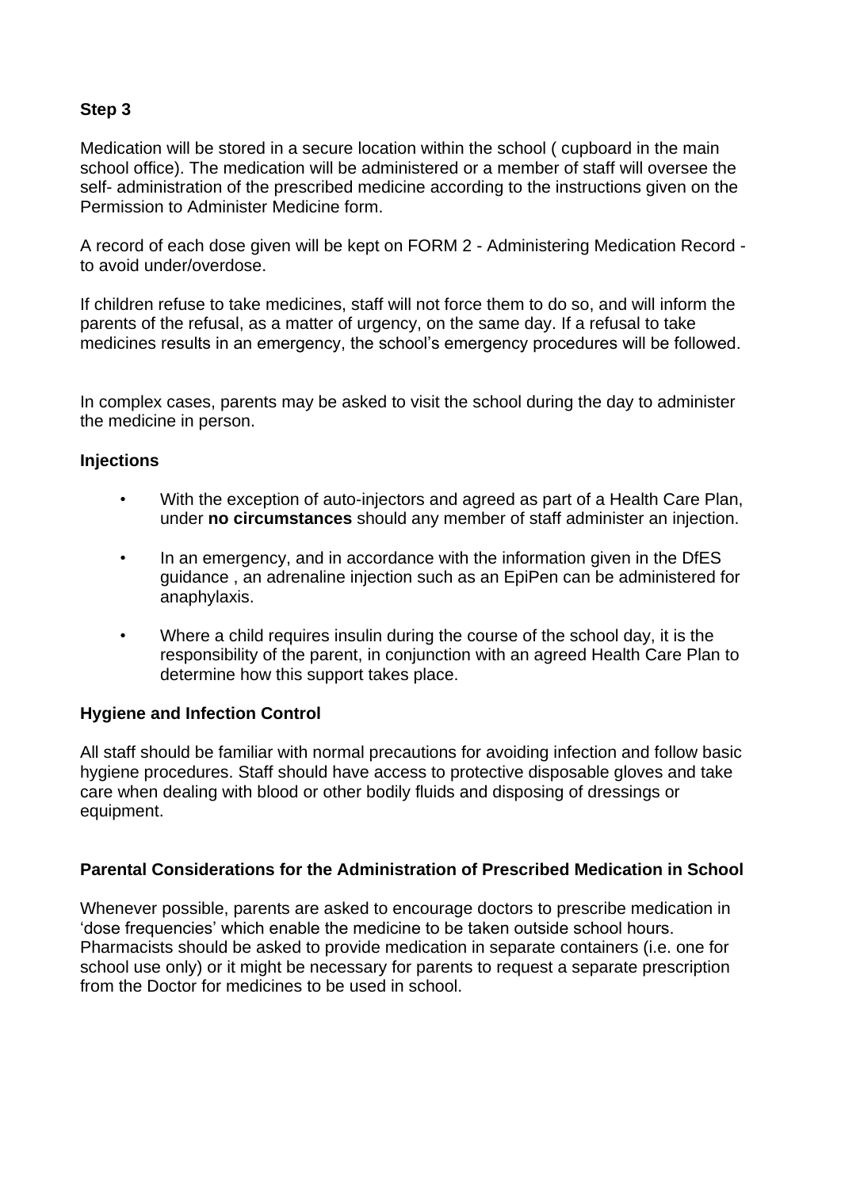**Step 3**

Medication will be stored in a secure location within the school ( cupboard in the main school office). The medication will be administered or a member of staff will oversee the self- administration of the prescribed medicine according to the instructions given on the Permission to Administer Medicine form.

A record of each dose given will be kept on FORM 2 - Administering Medication Record - to avoid under/overdose.

If children refuse to take medicines, staff will not force them to do so, and will inform the parents of the refusal, as a matter of urgency, on the same day. If a refusal to take medicines results in an emergency, the school's emergency procedures will be followed.

In complex cases, parents may be asked to visit the school during the day to administer the medicine in person.

**Injections**

- With the exception of auto-injectors and agreed as part of a Health Care Plan, under **no circumstances** should any member of staff administer an injection.
- In an emergency, and in accordance with the information given in the DfES guidance , an adrenaline injection such as an EpiPen can be administered for anaphylaxis.
- Where a child requires insulin during the course of the school day, it is the responsibility of the parent, in conjunction with an agreed Health Care Plan to determine how this support takes place.

**Hygiene and Infection Control**

All staff should be familiar with normal precautions for avoiding infection and follow basic hygiene procedures. Staff should have access to protective disposable gloves and take care when dealing with blood or other bodily fluids and disposing of dressings or equipment.

**Parental Considerations for the Administration of Prescribed Medication in School**

Whenever possible, parents are asked to encourage doctors to prescribe medication in 'dose frequencies' which enable the medicine to be taken outside school hours. Pharmacists should be asked to provide medication in separate containers (i.e. one for school use only) or it might be necessary for parents to request a separate prescription from the Doctor for medicines to be used in school.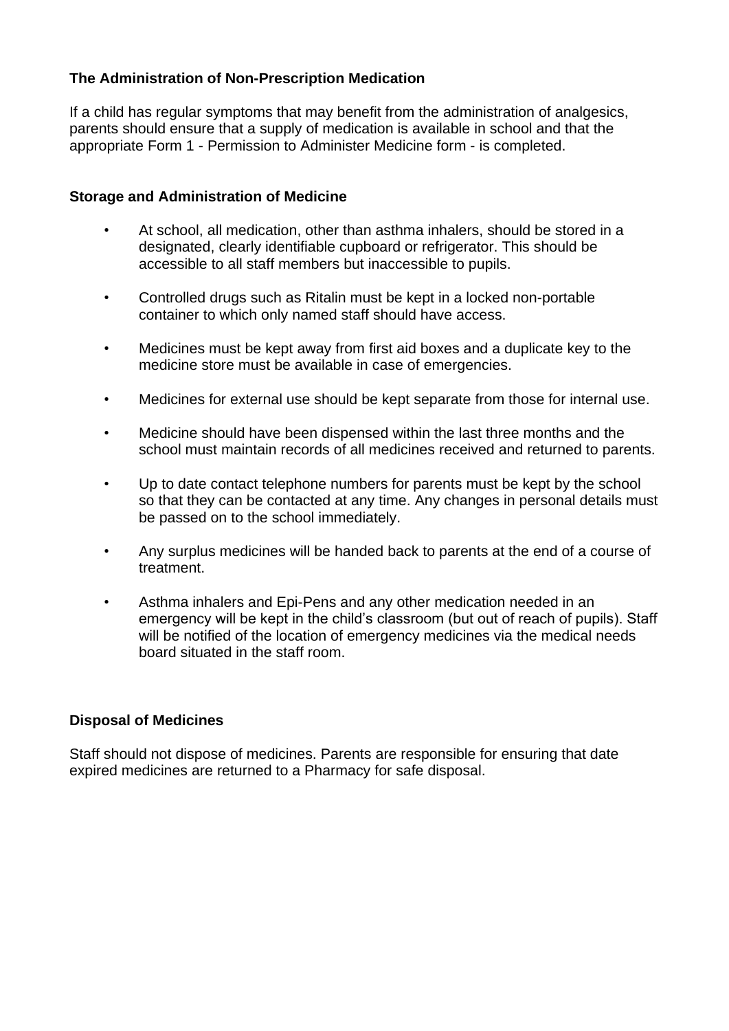**The Administration of Non-Prescription Medication**

If a child has regular symptoms that may benefit from the administration of analgesics, parents should ensure that a supply of medication is available in school and that the appropriate Form 1 - Permission to Administer Medicine form - is completed.

**Storage and Administration of Medicine**

- At school, all medication, other than asthma inhalers, should be stored in a designated, clearly identifiable cupboard or refrigerator. This should be accessible to all staff members but inaccessible to pupils.
- Controlled drugs such as Ritalin must be kept in a locked non-portable container to which only named staff should have access.
- Medicines must be kept away from first aid boxes and a duplicate key to the medicine store must be available in case of emergencies.
- Medicines for external use should be kept separate from those for internal use.
- Medicine should have been dispensed within the last three months and the school must maintain records of all medicines received and returned to parents.
- Up to date contact telephone numbers for parents must be kept by the school so that they can be contacted at any time. Any changes in personal details must be passed on to the school immediately.
- Any surplus medicines will be handed back to parents at the end of a course of treatment.
- Asthma inhalers and Epi-Pens and any other medication needed in an emergency will be kept in the child's classroom (but out of reach of pupils). Staff will be notified of the location of emergency medicines via the medical needs board situated in the staff room.

**Disposal of Medicines**

Staff should not dispose of medicines. Parents are responsible for ensuring that date expired medicines are returned to a Pharmacy for safe disposal.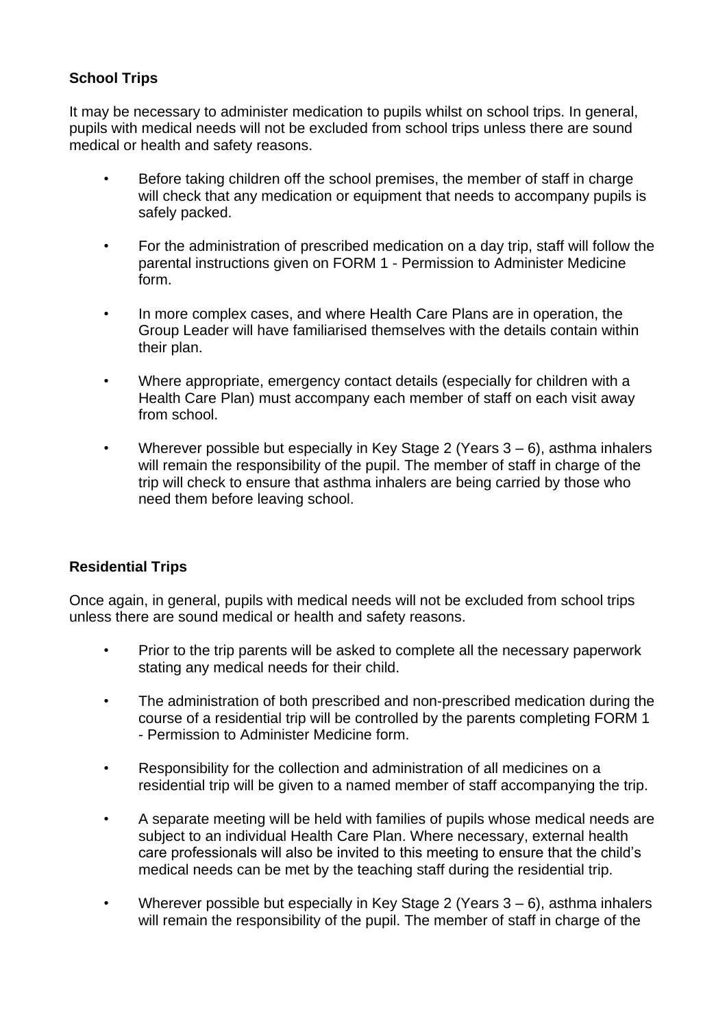### School Trips

It may be necessary to administer medication to pupils whilst on school trips. In general, pupils with medical needs will not be excluded from school trips unless there are sound medical or health and safety reasons.

- Before taking children off the school premises, the member of staff in charge will check that any medication or equipment that needs to accompany pupils is safely packed.
- For the administration of prescribed medication on a day trip, staff will follow the parental instructions given on FORM 1 - Permission to Administer Medicine form.
- In more complex cases, and where Health Care Plans are in operation, the Group Leader will have familiarised themselves with the details contain within their plan.
- Where appropriate, emergency contact details (especially for children with a Health Care Plan) must accompany each member of staff on each visit away from school.
- Wherever possible but especially in Key Stage 2 (Years 3 – 6), asthma inhalers will remain the responsibility of the pupil. The member of staff in charge of the trip will check to ensure that asthma inhalers are being carried by those who need them before leaving school.

### Residential Trips

Once again, in general, pupils with medical needs will not be excluded from school trips unless there are sound medical or health and safety reasons.

- Prior to the trip parents will be asked to complete all the necessary paperwork stating any medical needs for their child.
- The administration of both prescribed and non-prescribed medication during the course of a residential trip will be controlled by the parents completing FORM 1 - Permission to Administer Medicine form.
- Responsibility for the collection and administration of all medicines on a residential trip will be given to a named member of staff accompanying the trip.
- A separate meeting will be held with families of pupils whose medical needs are subject to an individual Health Care Plan. Where necessary, external health care professionals will also be invited to this meeting to ensure that the child's medical needs can be met by the teaching staff during the residential trip.
- Wherever possible but especially in Key Stage 2 (Years 3 – 6), asthma inhalers will remain the responsibility of the pupil. The member of staff in charge of the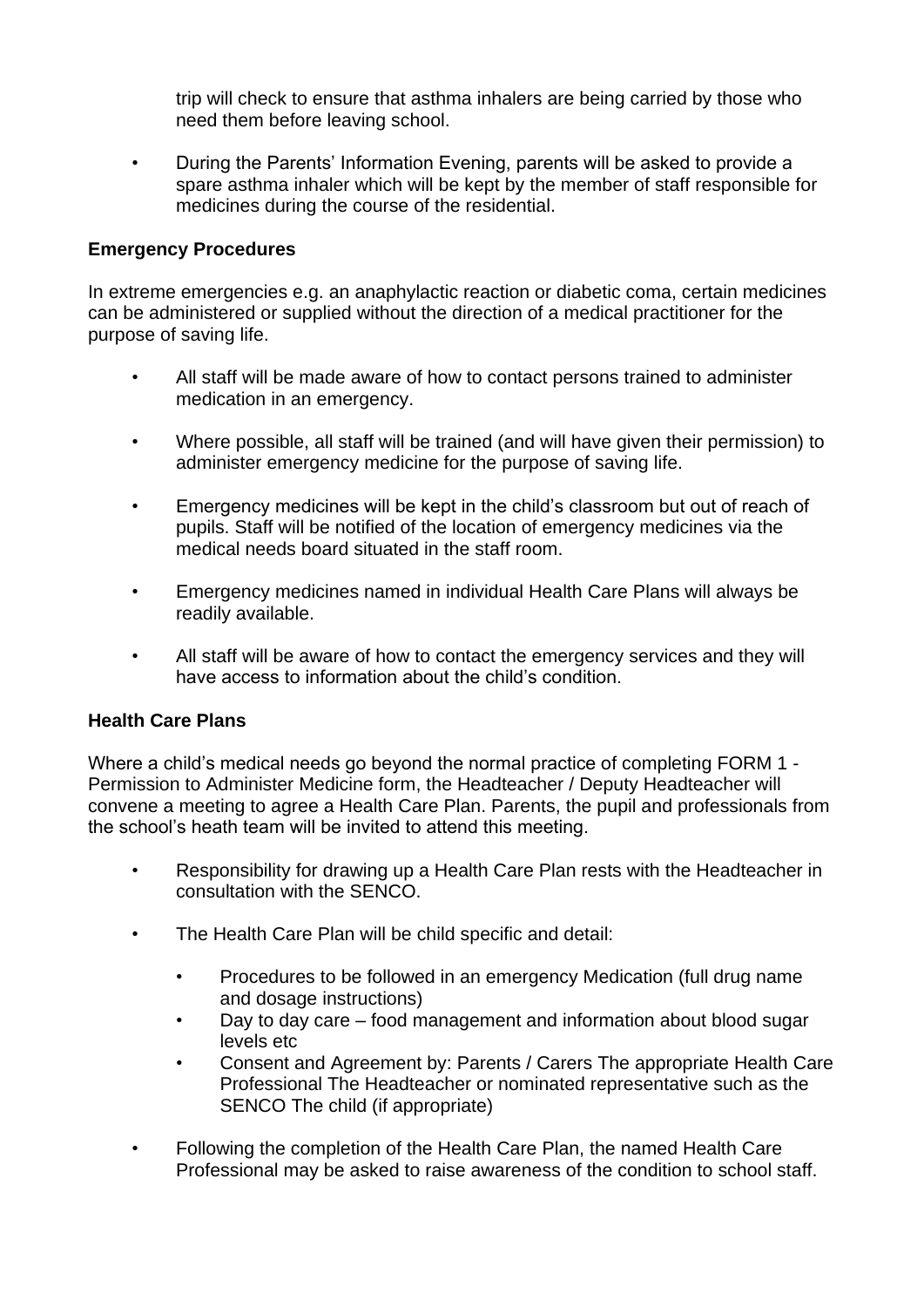trip will check to ensure that asthma inhalers are being carried by those who need them before leaving school.

- During the Parents' Information Evening, parents will be asked to provide a spare asthma inhaler which will be kept by the member of staff responsible for medicines during the course of the residential.

**Emergency Procedures**

In extreme emergencies e.g. an anaphylactic reaction or diabetic coma, certain medicines can be administered or supplied without the direction of a medical practitioner for the purpose of saving life.

- All staff will be made aware of how to contact persons trained to administer medication in an emergency.
- Where possible, all staff will be trained (and will have given their permission) to administer emergency medicine for the purpose of saving life.
- Emergency medicines will be kept in the child's classroom but out of reach of pupils. Staff will be notified of the location of emergency medicines via the medical needs board situated in the staff room.
- Emergency medicines named in individual Health Care Plans will always be readily available.
- All staff will be aware of how to contact the emergency services and they will have access to information about the child's condition.

**Health Care Plans**

Where a child's medical needs go beyond the normal practice of completing FORM 1 - Permission to Administer Medicine form, the Headteacher / Deputy Headteacher will convene a meeting to agree a Health Care Plan. Parents, the pupil and professionals from the school's heath team will be invited to attend this meeting.

- Responsibility for drawing up a Health Care Plan rests with the Headteacher in consultation with the SENCO.
- The Health Care Plan will be child specific and detail:
    - Procedures to be followed in an emergency Medication (full drug name and dosage instructions)
    - Day to day care – food management and information about blood sugar levels etc
    - Consent and Agreement by: Parents / Carers The appropriate Health Care Professional The Headteacher or nominated representative such as the SENCO The child (if appropriate)
- Following the completion of the Health Care Plan, the named Health Care Professional may be asked to raise awareness of the condition to school staff.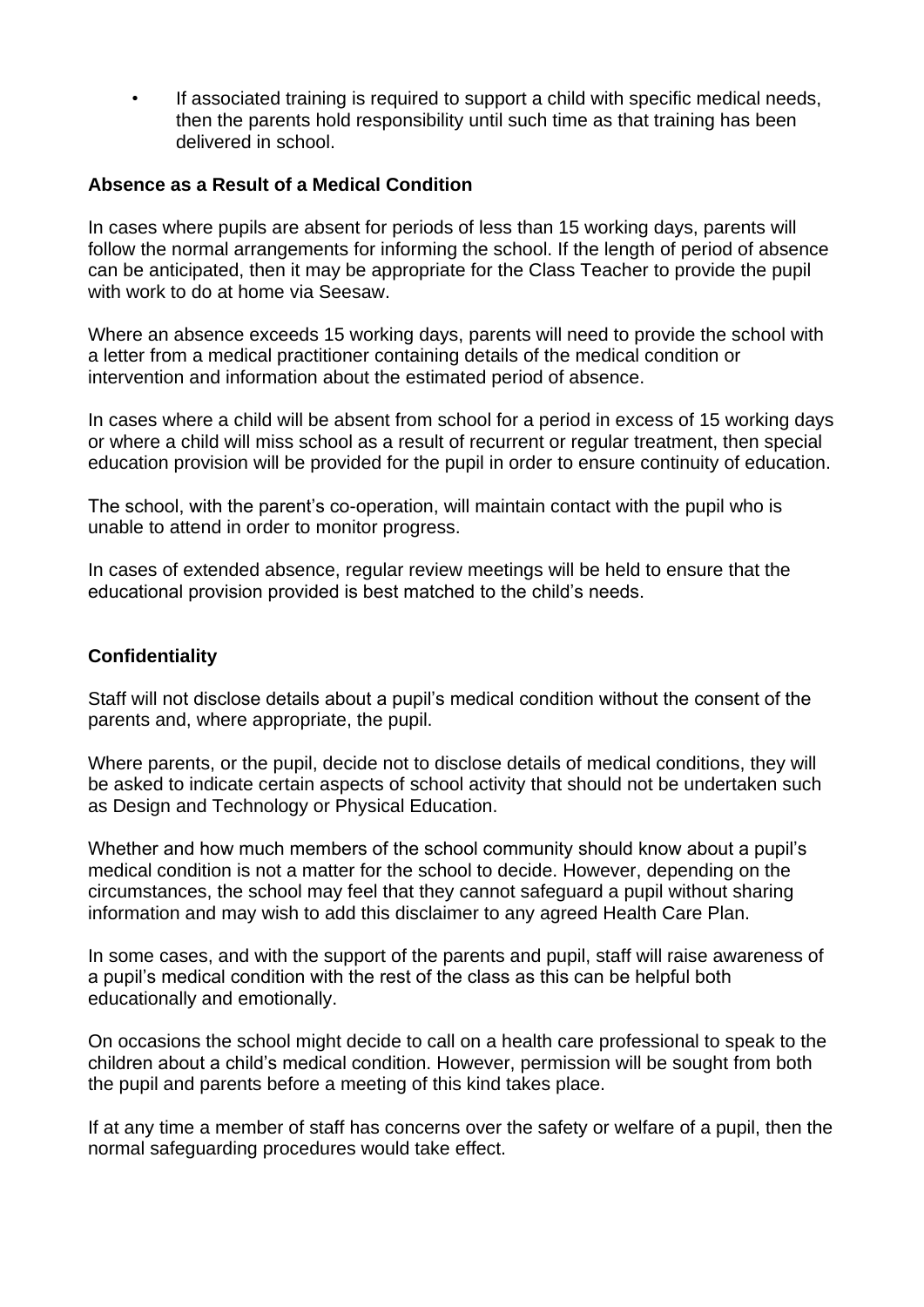- If associated training is required to support a child with specific medical needs, then the parents hold responsibility until such time as that training has been delivered in school.

**Absence as a Result of a Medical Condition**

In cases where pupils are absent for periods of less than 15 working days, parents will follow the normal arrangements for informing the school. If the length of period of absence can be anticipated, then it may be appropriate for the Class Teacher to provide the pupil with work to do at home via Seesaw.

Where an absence exceeds 15 working days, parents will need to provide the school with a letter from a medical practitioner containing details of the medical condition or intervention and information about the estimated period of absence.

In cases where a child will be absent from school for a period in excess of 15 working days or where a child will miss school as a result of recurrent or regular treatment, then special education provision will be provided for the pupil in order to ensure continuity of education.

The school, with the parent's co-operation, will maintain contact with the pupil who is unable to attend in order to monitor progress.

In cases of extended absence, regular review meetings will be held to ensure that the educational provision provided is best matched to the child's needs.

**Confidentiality**

Staff will not disclose details about a pupil's medical condition without the consent of the parents and, where appropriate, the pupil.

Where parents, or the pupil, decide not to disclose details of medical conditions, they will be asked to indicate certain aspects of school activity that should not be undertaken such as Design and Technology or Physical Education.

Whether and how much members of the school community should know about a pupil's medical condition is not a matter for the school to decide. However, depending on the circumstances, the school may feel that they cannot safeguard a pupil without sharing information and may wish to add this disclaimer to any agreed Health Care Plan.

In some cases, and with the support of the parents and pupil, staff will raise awareness of a pupil's medical condition with the rest of the class as this can be helpful both educationally and emotionally.

On occasions the school might decide to call on a health care professional to speak to the children about a child's medical condition. However, permission will be sought from both the pupil and parents before a meeting of this kind takes place.

If at any time a member of staff has concerns over the safety or welfare of a pupil, then the normal safeguarding procedures would take effect.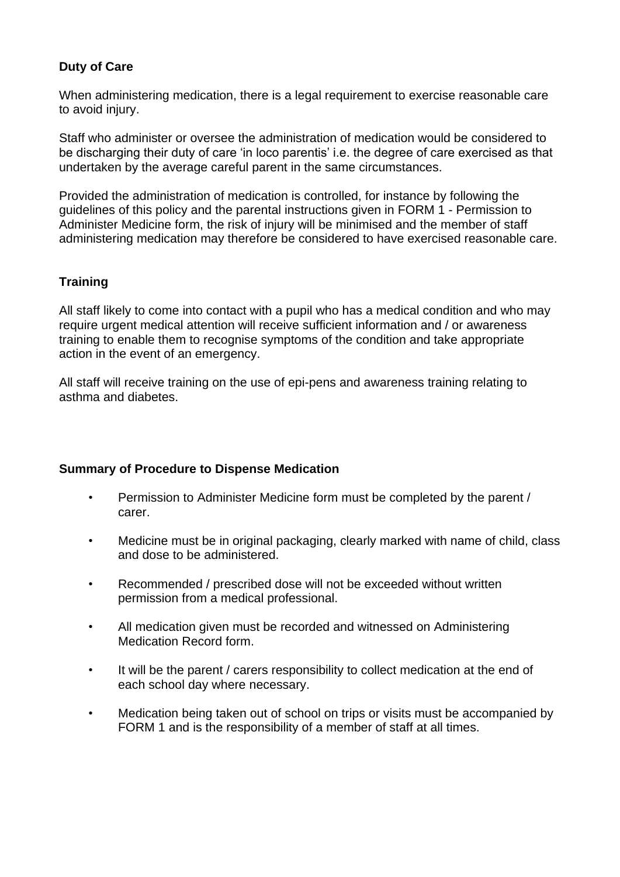### Duty of Care

When administering medication, there is a legal requirement to exercise reasonable care to avoid injury.

Staff who administer or oversee the administration of medication would be considered to be discharging their duty of care 'in loco parentis' i.e. the degree of care exercised as that undertaken by the average careful parent in the same circumstances.

Provided the administration of medication is controlled, for instance by following the guidelines of this policy and the parental instructions given in FORM 1 - Permission to Administer Medicine form, the risk of injury will be minimised and the member of staff administering medication may therefore be considered to have exercised reasonable care.

### Training

All staff likely to come into contact with a pupil who has a medical condition and who may require urgent medical attention will receive sufficient information and / or awareness training to enable them to recognise symptoms of the condition and take appropriate action in the event of an emergency.

All staff will receive training on the use of epi-pens and awareness training relating to asthma and diabetes.

### Summary of Procedure to Dispense Medication

- Permission to Administer Medicine form must be completed by the parent / carer.
- Medicine must be in original packaging, clearly marked with name of child, class and dose to be administered.
- Recommended / prescribed dose will not be exceeded without written permission from a medical professional.
- All medication given must be recorded and witnessed on Administering Medication Record form.
- It will be the parent / carers responsibility to collect medication at the end of each school day where necessary.
- Medication being taken out of school on trips or visits must be accompanied by FORM 1 and is the responsibility of a member of staff at all times.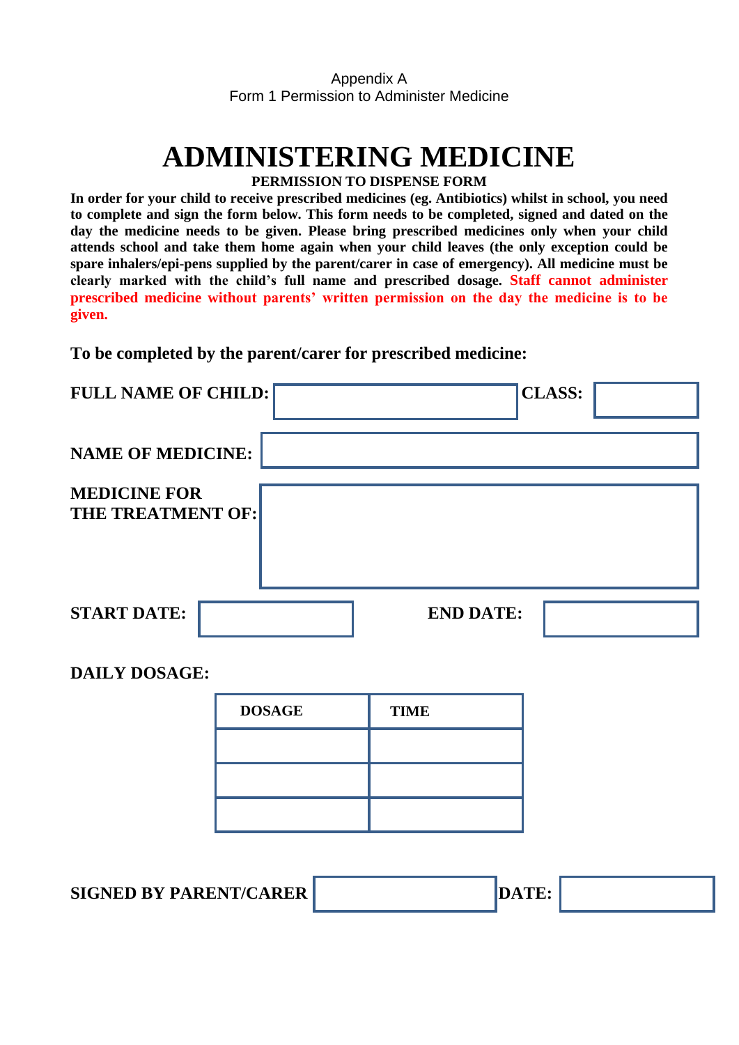Appendix A
Form 1 Permission to Administer Medicine

# ADMINISTERING MEDICINE

**PERMISSION TO DISPENSE FORM**

**In order for your child to receive prescribed medicines (eg. Antibiotics) whilst in school, you need to complete and sign the form below. This form needs to be completed, signed and dated on the day the medicine needs to be given. Please bring prescribed medicines only when your child attends school and take them home again when your child leaves (the only exception could be spare inhalers/epi-pens supplied by the parent/carer in case of emergency). All medicine must be clearly marked with the child's full name and prescribed dosage. Staff cannot administer prescribed medicine without parents' written permission on the day the medicine is to be given.**

**To be completed by the parent/carer for prescribed medicine:**

**FULL NAME OF CHILD:** ____________________ **CLASS:** __________

**NAME OF MEDICINE:** ____________________

**MEDICINE FOR THE TREATMENT OF:** ____________________

**START DATE:** __________ **END DATE:** __________

**DAILY DOSAGE:**

| DOSAGE | TIME |
|---|---|
| | |
| | |
| | |

**SIGNED BY PARENT/CARER** ____________________ **DATE:** __________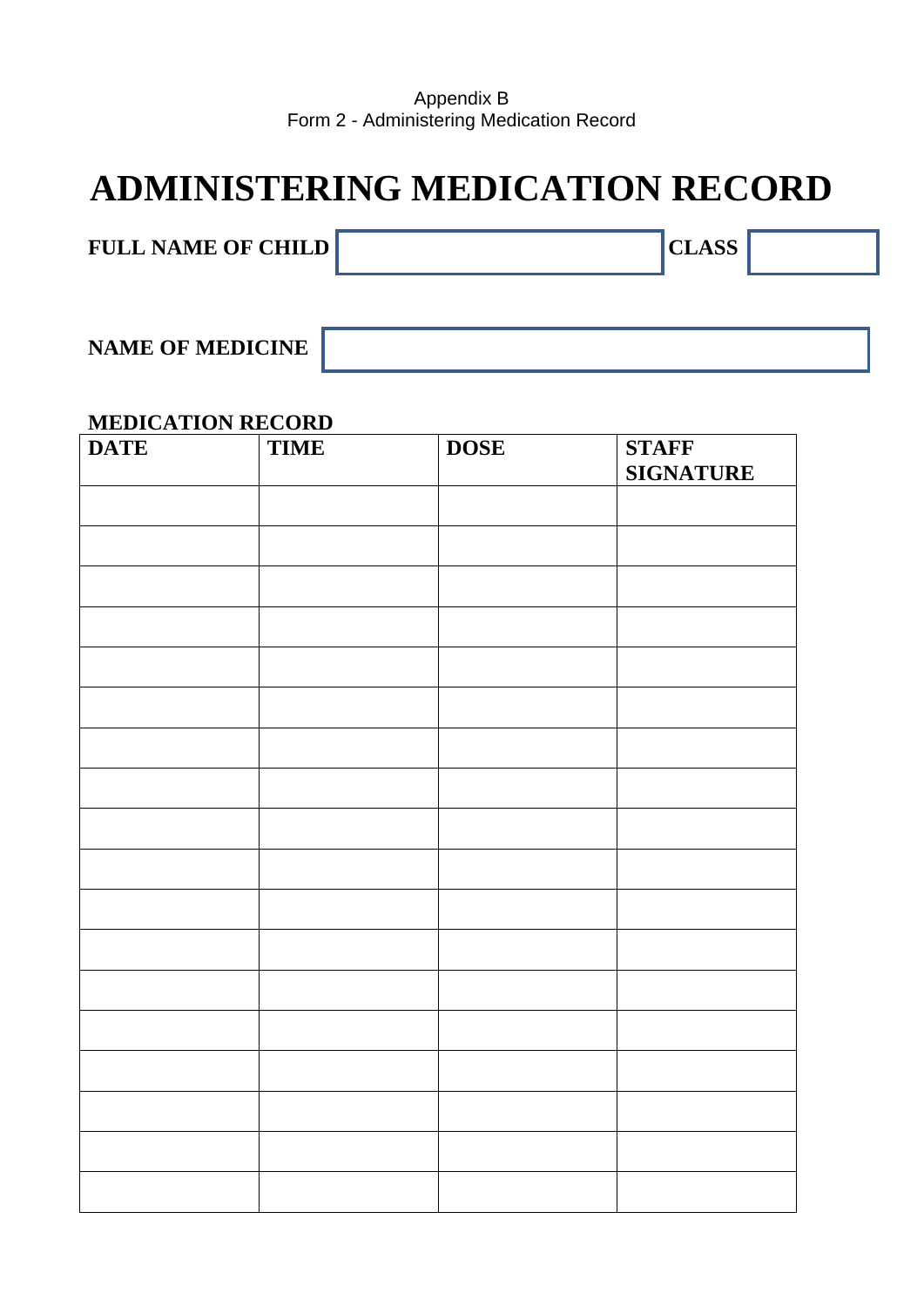Appendix B
Form 2 - Administering Medication Record

# ADMINISTERING MEDICATION RECORD

**FULL NAME OF CHILD** ____________________ **CLASS** __________

**NAME OF MEDICINE** ____________________

**MEDICATION RECORD**

| DATE | TIME | DOSE | STAFF SIGNATURE |
|---|---|---|---|
| | | | |
| | | | |
| | | | |
| | | | |
| | | | |
| | | | |
| | | | |
| | | | |
| | | | |
| | | | |
| | | | |
| | | | |
| | | | |
| | | | |
| | | | |
| | | | |
| | | | |
| | | | |